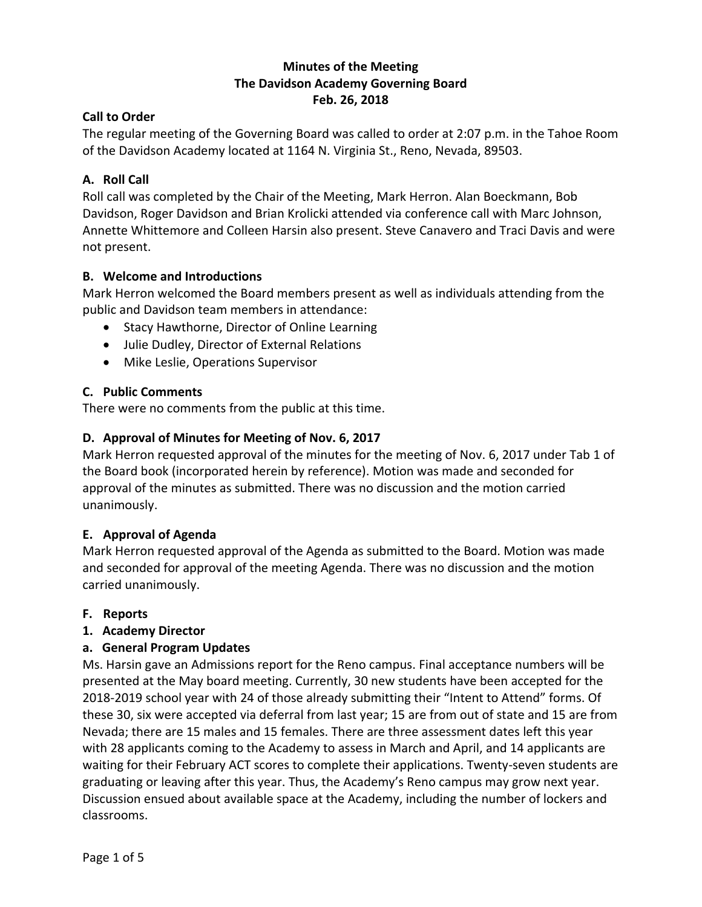# Minutes of the Meeting
# The Davidson Academy Governing Board
# Feb. 26, 2018

### Call to Order

The regular meeting of the Governing Board was called to order at 2:07 p.m. in the Tahoe Room of the Davidson Academy located at 1164 N. Virginia St., Reno, Nevada, 89503.

### A. Roll Call

Roll call was completed by the Chair of the Meeting, Mark Herron. Alan Boeckmann, Bob Davidson, Roger Davidson and Brian Krolicki attended via conference call with Marc Johnson, Annette Whittemore and Colleen Harsin also present. Steve Canavero and Traci Davis and were not present.

### B. Welcome and Introductions

Mark Herron welcomed the Board members present as well as individuals attending from the public and Davidson team members in attendance:

- Stacy Hawthorne, Director of Online Learning
- Julie Dudley, Director of External Relations
- Mike Leslie, Operations Supervisor

### C. Public Comments

There were no comments from the public at this time.

### D. Approval of Minutes for Meeting of Nov. 6, 2017

Mark Herron requested approval of the minutes for the meeting of Nov. 6, 2017 under Tab 1 of the Board book (incorporated herein by reference). Motion was made and seconded for approval of the minutes as submitted. There was no discussion and the motion carried unanimously.

### E. Approval of Agenda

Mark Herron requested approval of the Agenda as submitted to the Board. Motion was made and seconded for approval of the meeting Agenda. There was no discussion and the motion carried unanimously.

### F. Reports

### 1. Academy Director

### a. General Program Updates

Ms. Harsin gave an Admissions report for the Reno campus. Final acceptance numbers will be presented at the May board meeting. Currently, 30 new students have been accepted for the 2018-2019 school year with 24 of those already submitting their "Intent to Attend" forms. Of these 30, six were accepted via deferral from last year; 15 are from out of state and 15 are from Nevada; there are 15 males and 15 females. There are three assessment dates left this year with 28 applicants coming to the Academy to assess in March and April, and 14 applicants are waiting for their February ACT scores to complete their applications. Twenty-seven students are graduating or leaving after this year. Thus, the Academy's Reno campus may grow next year. Discussion ensued about available space at the Academy, including the number of lockers and classrooms.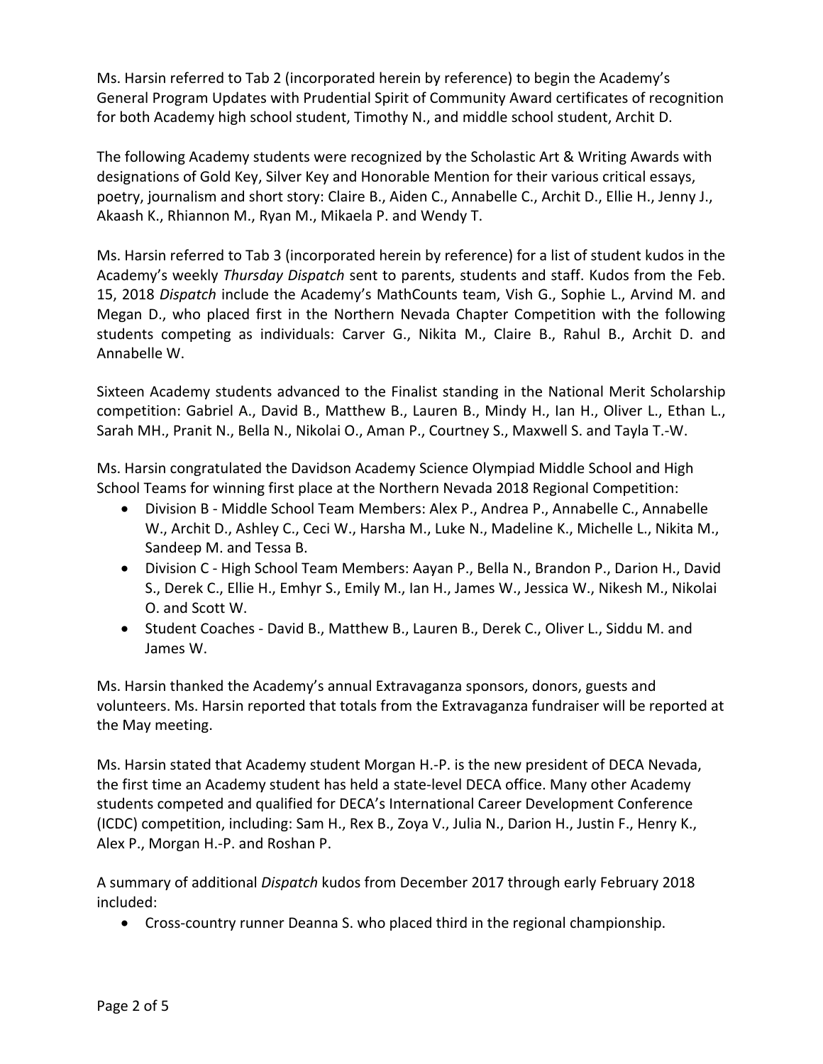Ms. Harsin referred to Tab 2 (incorporated herein by reference) to begin the Academy's General Program Updates with Prudential Spirit of Community Award certificates of recognition for both Academy high school student, Timothy N., and middle school student, Archit D.

The following Academy students were recognized by the Scholastic Art & Writing Awards with designations of Gold Key, Silver Key and Honorable Mention for their various critical essays, poetry, journalism and short story: Claire B., Aiden C., Annabelle C., Archit D., Ellie H., Jenny J., Akaash K., Rhiannon M., Ryan M., Mikaela P. and Wendy T.

Ms. Harsin referred to Tab 3 (incorporated herein by reference) for a list of student kudos in the Academy's weekly *Thursday Dispatch* sent to parents, students and staff. Kudos from the Feb. 15, 2018 *Dispatch* include the Academy's MathCounts team, Vish G., Sophie L., Arvind M. and Megan D., who placed first in the Northern Nevada Chapter Competition with the following students competing as individuals: Carver G., Nikita M., Claire B., Rahul B., Archit D. and Annabelle W.

Sixteen Academy students advanced to the Finalist standing in the National Merit Scholarship competition: Gabriel A., David B., Matthew B., Lauren B., Mindy H., Ian H., Oliver L., Ethan L., Sarah MH., Pranit N., Bella N., Nikolai O., Aman P., Courtney S., Maxwell S. and Tayla T.-W.

Ms. Harsin congratulated the Davidson Academy Science Olympiad Middle School and High School Teams for winning first place at the Northern Nevada 2018 Regional Competition:

- Division B - Middle School Team Members: Alex P., Andrea P., Annabelle C., Annabelle W., Archit D., Ashley C., Ceci W., Harsha M., Luke N., Madeline K., Michelle L., Nikita M., Sandeep M. and Tessa B.
- Division C - High School Team Members: Aayan P., Bella N., Brandon P., Darion H., David S., Derek C., Ellie H., Emhyr S., Emily M., Ian H., James W., Jessica W., Nikesh M., Nikolai O. and Scott W.
- Student Coaches - David B., Matthew B., Lauren B., Derek C., Oliver L., Siddu M. and James W.

Ms. Harsin thanked the Academy's annual Extravaganza sponsors, donors, guests and volunteers. Ms. Harsin reported that totals from the Extravaganza fundraiser will be reported at the May meeting.

Ms. Harsin stated that Academy student Morgan H.-P. is the new president of DECA Nevada, the first time an Academy student has held a state-level DECA office. Many other Academy students competed and qualified for DECA's International Career Development Conference (ICDC) competition, including: Sam H., Rex B., Zoya V., Julia N., Darion H., Justin F., Henry K., Alex P., Morgan H.-P. and Roshan P.

A summary of additional *Dispatch* kudos from December 2017 through early February 2018 included:

- Cross-country runner Deanna S. who placed third in the regional championship.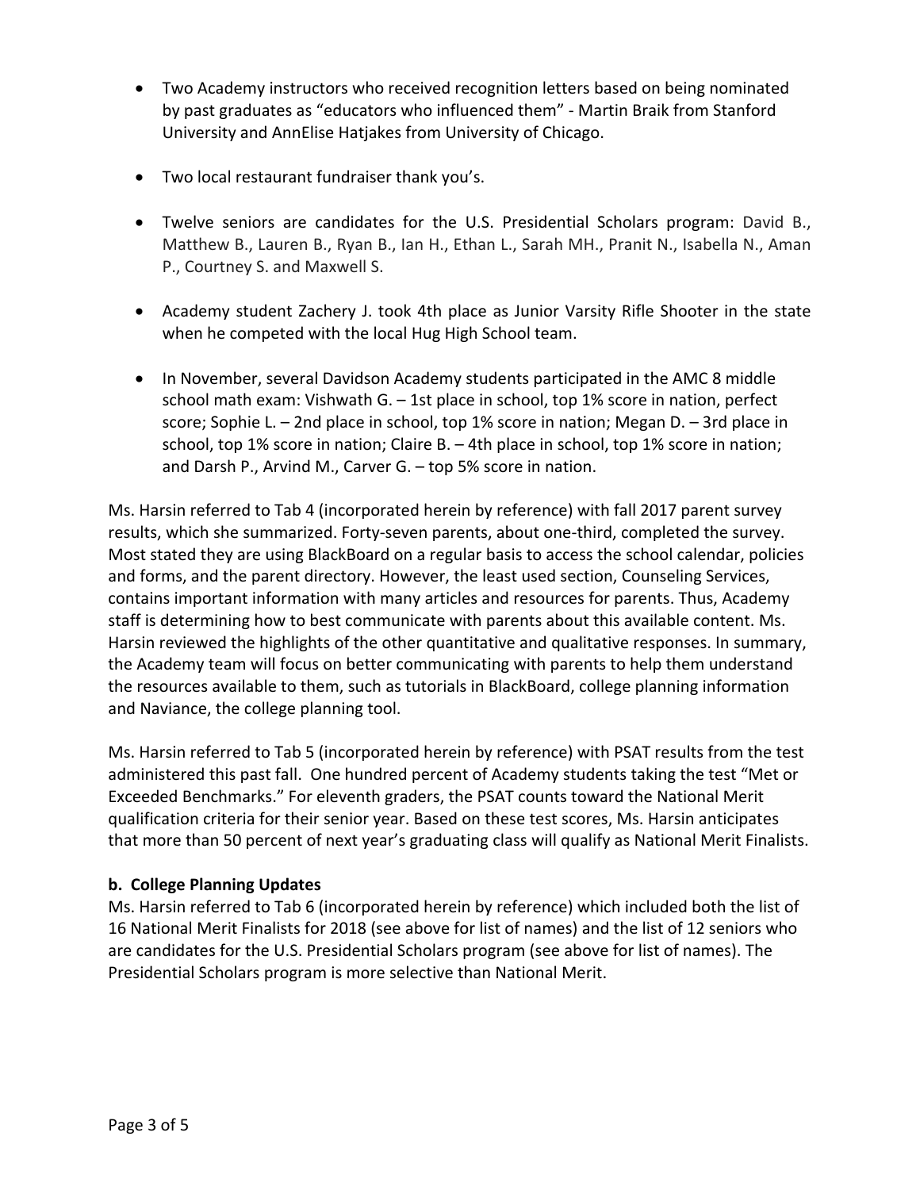- Two Academy instructors who received recognition letters based on being nominated by past graduates as "educators who influenced them" - Martin Braik from Stanford University and AnnElise Hatjakes from University of Chicago.

- Two local restaurant fundraiser thank you's.

- Twelve seniors are candidates for the U.S. Presidential Scholars program: David B., Matthew B., Lauren B., Ryan B., Ian H., Ethan L., Sarah MH., Pranit N., Isabella N., Aman P., Courtney S. and Maxwell S.

- Academy student Zachery J. took 4th place as Junior Varsity Rifle Shooter in the state when he competed with the local Hug High School team.

- In November, several Davidson Academy students participated in the AMC 8 middle school math exam: Vishwath G. – 1st place in school, top 1% score in nation, perfect score; Sophie L. – 2nd place in school, top 1% score in nation; Megan D. – 3rd place in school, top 1% score in nation; Claire B. – 4th place in school, top 1% score in nation; and Darsh P., Arvind M., Carver G. – top 5% score in nation.

Ms. Harsin referred to Tab 4 (incorporated herein by reference) with fall 2017 parent survey results, which she summarized. Forty-seven parents, about one-third, completed the survey. Most stated they are using BlackBoard on a regular basis to access the school calendar, policies and forms, and the parent directory. However, the least used section, Counseling Services, contains important information with many articles and resources for parents. Thus, Academy staff is determining how to best communicate with parents about this available content. Ms. Harsin reviewed the highlights of the other quantitative and qualitative responses. In summary, the Academy team will focus on better communicating with parents to help them understand the resources available to them, such as tutorials in BlackBoard, college planning information and Naviance, the college planning tool.

Ms. Harsin referred to Tab 5 (incorporated herein by reference) with PSAT results from the test administered this past fall. One hundred percent of Academy students taking the test "Met or Exceeded Benchmarks." For eleventh graders, the PSAT counts toward the National Merit qualification criteria for their senior year. Based on these test scores, Ms. Harsin anticipates that more than 50 percent of next year's graduating class will qualify as National Merit Finalists.

**b. College Planning Updates**

Ms. Harsin referred to Tab 6 (incorporated herein by reference) which included both the list of 16 National Merit Finalists for 2018 (see above for list of names) and the list of 12 seniors who are candidates for the U.S. Presidential Scholars program (see above for list of names). The Presidential Scholars program is more selective than National Merit.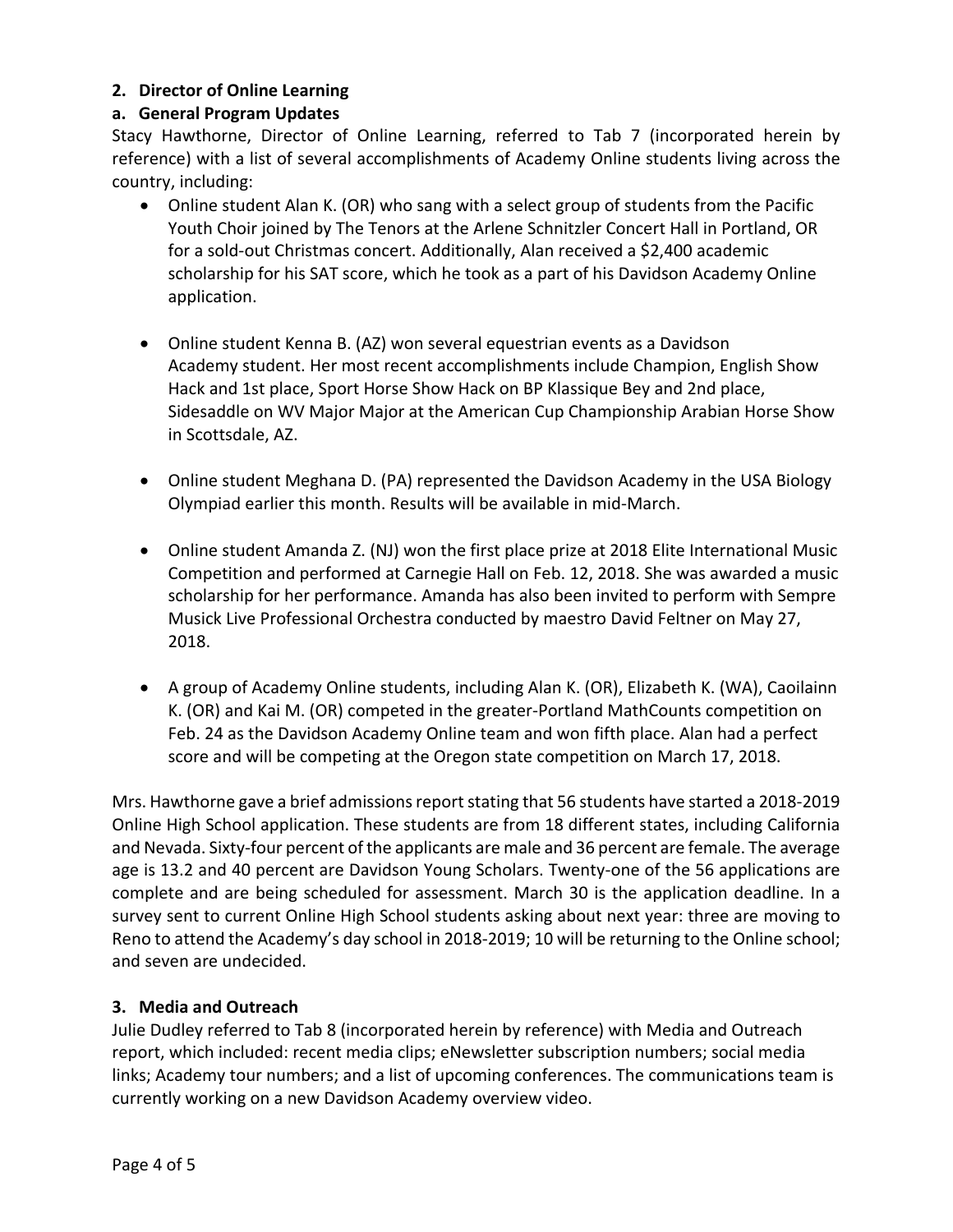**2. Director of Online Learning**

**a. General Program Updates**

Stacy Hawthorne, Director of Online Learning, referred to Tab 7 (incorporated herein by reference) with a list of several accomplishments of Academy Online students living across the country, including:

- Online student Alan K. (OR) who sang with a select group of students from the Pacific Youth Choir joined by The Tenors at the Arlene Schnitzler Concert Hall in Portland, OR for a sold-out Christmas concert. Additionally, Alan received a $2,400 academic scholarship for his SAT score, which he took as a part of his Davidson Academy Online application.

- Online student Kenna B. (AZ) won several equestrian events as a Davidson Academy student. Her most recent accomplishments include Champion, English Show Hack and 1st place, Sport Horse Show Hack on BP Klassique Bey and 2nd place, Sidesaddle on WV Major Major at the American Cup Championship Arabian Horse Show in Scottsdale, AZ.

- Online student Meghana D. (PA) represented the Davidson Academy in the USA Biology Olympiad earlier this month. Results will be available in mid-March.

- Online student Amanda Z. (NJ) won the first place prize at 2018 Elite International Music Competition and performed at Carnegie Hall on Feb. 12, 2018. She was awarded a music scholarship for her performance. Amanda has also been invited to perform with Sempre Musick Live Professional Orchestra conducted by maestro David Feltner on May 27, 2018.

- A group of Academy Online students, including Alan K. (OR), Elizabeth K. (WA), Caoilainn K. (OR) and Kai M. (OR) competed in the greater-Portland MathCounts competition on Feb. 24 as the Davidson Academy Online team and won fifth place. Alan had a perfect score and will be competing at the Oregon state competition on March 17, 2018.

Mrs. Hawthorne gave a brief admissions report stating that 56 students have started a 2018-2019 Online High School application. These students are from 18 different states, including California and Nevada. Sixty-four percent of the applicants are male and 36 percent are female. The average age is 13.2 and 40 percent are Davidson Young Scholars. Twenty-one of the 56 applications are complete and are being scheduled for assessment. March 30 is the application deadline. In a survey sent to current Online High School students asking about next year: three are moving to Reno to attend the Academy's day school in 2018-2019; 10 will be returning to the Online school; and seven are undecided.

**3. Media and Outreach**

Julie Dudley referred to Tab 8 (incorporated herein by reference) with Media and Outreach report, which included: recent media clips; eNewsletter subscription numbers; social media links; Academy tour numbers; and a list of upcoming conferences. The communications team is currently working on a new Davidson Academy overview video.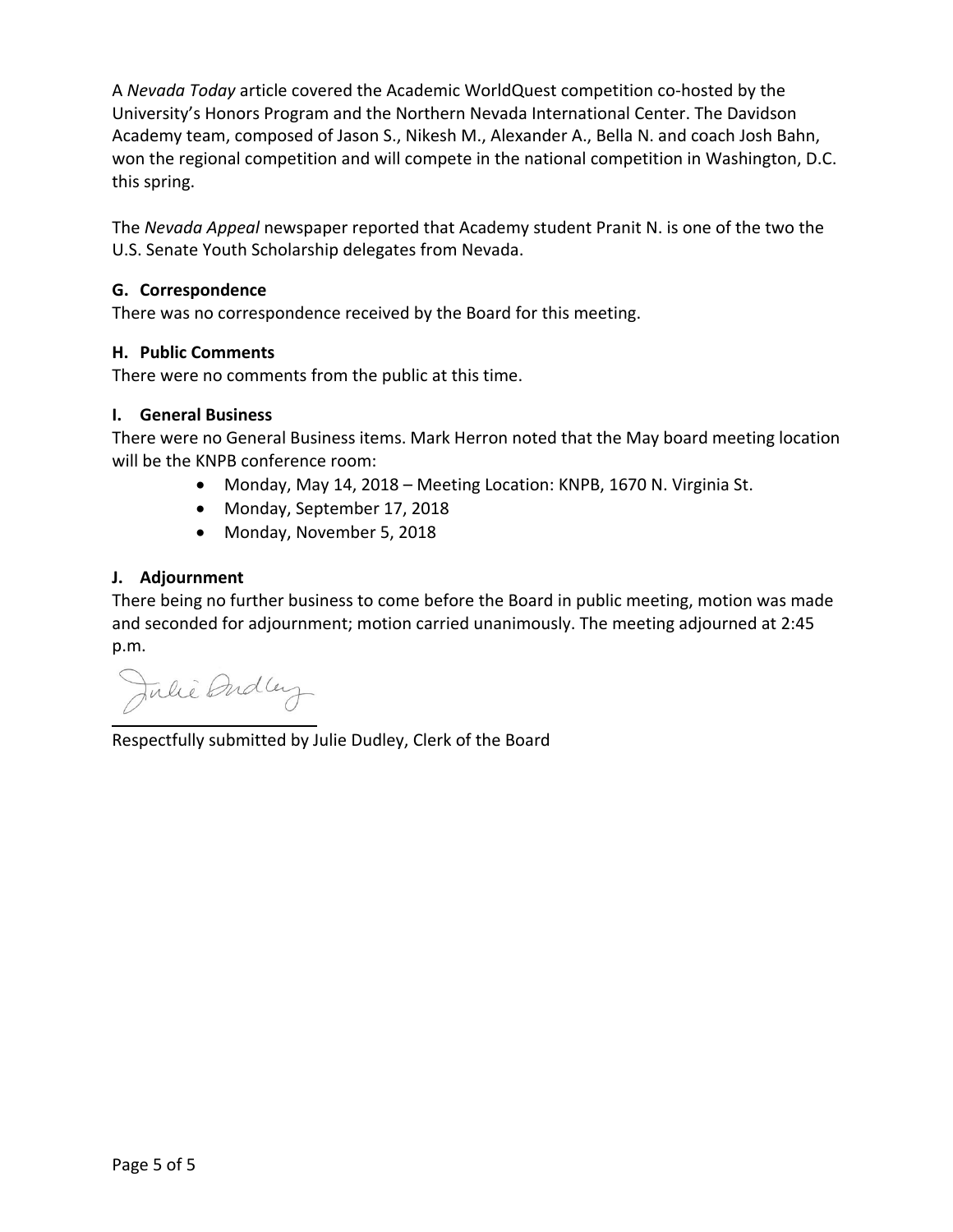A *Nevada Today* article covered the Academic WorldQuest competition co-hosted by the University's Honors Program and the Northern Nevada International Center. The Davidson Academy team, composed of Jason S., Nikesh M., Alexander A., Bella N. and coach Josh Bahn, won the regional competition and will compete in the national competition in Washington, D.C. this spring.

The *Nevada Appeal* newspaper reported that Academy student Pranit N. is one of the two the U.S. Senate Youth Scholarship delegates from Nevada.

**G. Correspondence**

There was no correspondence received by the Board for this meeting.

**H. Public Comments**

There were no comments from the public at this time.

**I. General Business**

There were no General Business items. Mark Herron noted that the May board meeting location will be the KNPB conference room:

- Monday, May 14, 2018 – Meeting Location: KNPB, 1670 N. Virginia St.
- Monday, September 17, 2018
- Monday, November 5, 2018

**J. Adjournment**

There being no further business to come before the Board in public meeting, motion was made and seconded for adjournment; motion carried unanimously. The meeting adjourned at 2:45 p.m.

Julie Dudley

Respectfully submitted by Julie Dudley, Clerk of the Board